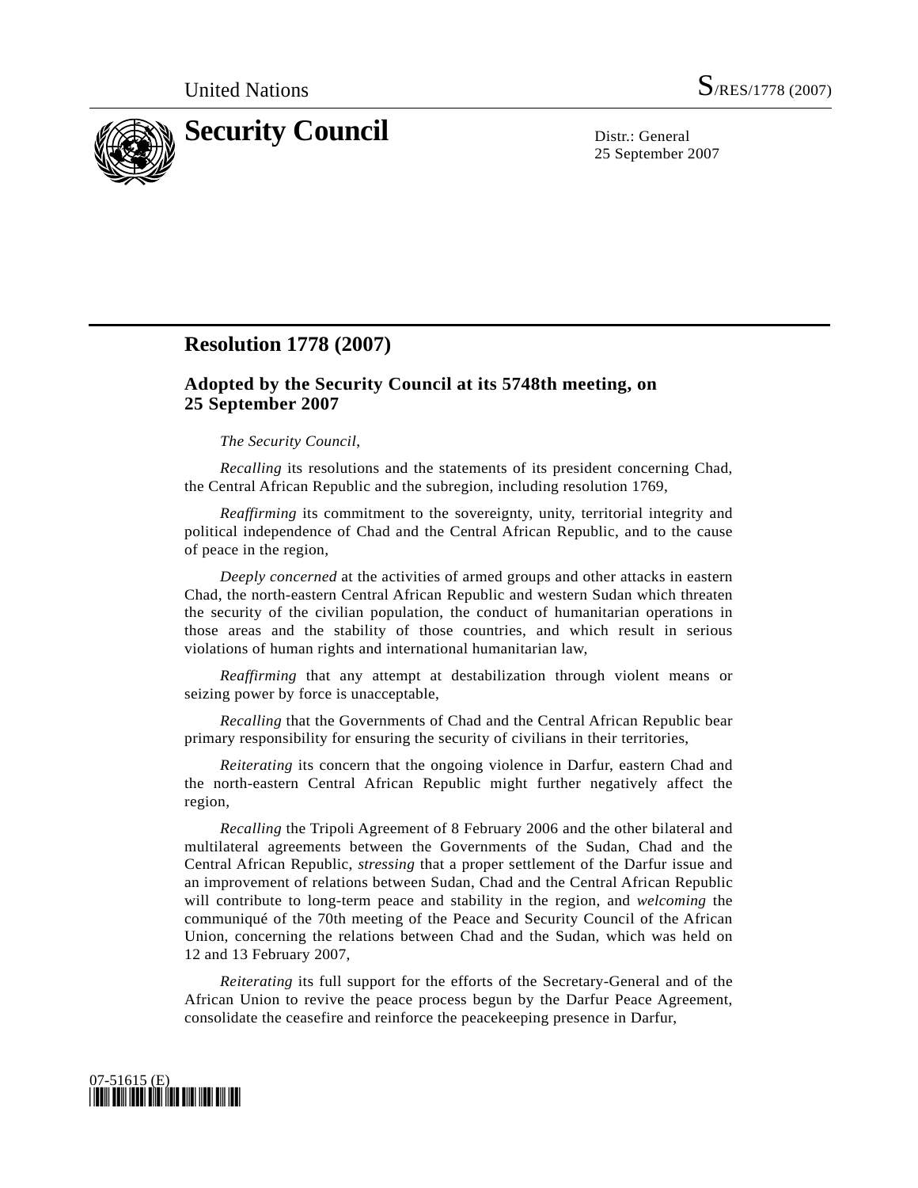United Nations S/RES/1778 (2007)

# Security Council

Distr.: General
25 September 2007

## Resolution 1778 (2007)

### Adopted by the Security Council at its 5748th meeting, on 25 September 2007

*The Security Council*,

*Recalling* its resolutions and the statements of its president concerning Chad, the Central African Republic and the subregion, including resolution 1769,

*Reaffirming* its commitment to the sovereignty, unity, territorial integrity and political independence of Chad and the Central African Republic, and to the cause of peace in the region,

*Deeply concerned* at the activities of armed groups and other attacks in eastern Chad, the north-eastern Central African Republic and western Sudan which threaten the security of the civilian population, the conduct of humanitarian operations in those areas and the stability of those countries, and which result in serious violations of human rights and international humanitarian law,

*Reaffirming* that any attempt at destabilization through violent means or seizing power by force is unacceptable,

*Recalling* that the Governments of Chad and the Central African Republic bear primary responsibility for ensuring the security of civilians in their territories,

*Reiterating* its concern that the ongoing violence in Darfur, eastern Chad and the north-eastern Central African Republic might further negatively affect the region,

*Recalling* the Tripoli Agreement of 8 February 2006 and the other bilateral and multilateral agreements between the Governments of the Sudan, Chad and the Central African Republic, *stressing* that a proper settlement of the Darfur issue and an improvement of relations between Sudan, Chad and the Central African Republic will contribute to long-term peace and stability in the region, and *welcoming* the communiqué of the 70th meeting of the Peace and Security Council of the African Union, concerning the relations between Chad and the Sudan, which was held on 12 and 13 February 2007,

*Reiterating* its full support for the efforts of the Secretary-General and of the African Union to revive the peace process begun by the Darfur Peace Agreement, consolidate the ceasefire and reinforce the peacekeeping presence in Darfur,

07-51615 (E)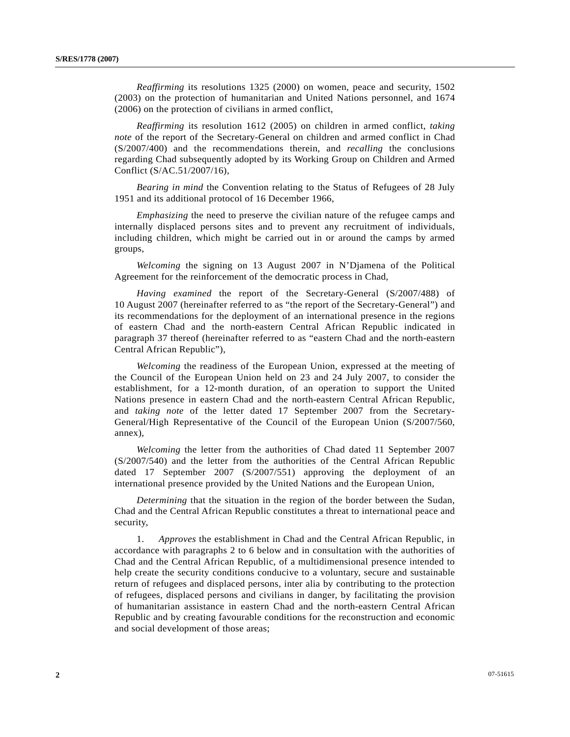*Reaffirming* its resolutions 1325 (2000) on women, peace and security, 1502 (2003) on the protection of humanitarian and United Nations personnel, and 1674 (2006) on the protection of civilians in armed conflict,

*Reaffirming* its resolution 1612 (2005) on children in armed conflict, *taking note* of the report of the Secretary-General on children and armed conflict in Chad (S/2007/400) and the recommendations therein, and *recalling* the conclusions regarding Chad subsequently adopted by its Working Group on Children and Armed Conflict (S/AC.51/2007/16),

*Bearing in mind* the Convention relating to the Status of Refugees of 28 July 1951 and its additional protocol of 16 December 1966,

*Emphasizing* the need to preserve the civilian nature of the refugee camps and internally displaced persons sites and to prevent any recruitment of individuals, including children, which might be carried out in or around the camps by armed groups,

*Welcoming* the signing on 13 August 2007 in N'Djamena of the Political Agreement for the reinforcement of the democratic process in Chad,

*Having examined* the report of the Secretary-General (S/2007/488) of 10 August 2007 (hereinafter referred to as "the report of the Secretary-General") and its recommendations for the deployment of an international presence in the regions of eastern Chad and the north-eastern Central African Republic indicated in paragraph 37 thereof (hereinafter referred to as "eastern Chad and the north-eastern Central African Republic"),

*Welcoming* the readiness of the European Union, expressed at the meeting of the Council of the European Union held on 23 and 24 July 2007, to consider the establishment, for a 12-month duration, of an operation to support the United Nations presence in eastern Chad and the north-eastern Central African Republic, and *taking note* of the letter dated 17 September 2007 from the Secretary-General/High Representative of the Council of the European Union (S/2007/560, annex),

*Welcoming* the letter from the authorities of Chad dated 11 September 2007 (S/2007/540) and the letter from the authorities of the Central African Republic dated 17 September 2007 (S/2007/551) approving the deployment of an international presence provided by the United Nations and the European Union,

*Determining* that the situation in the region of the border between the Sudan, Chad and the Central African Republic constitutes a threat to international peace and security,

1. *Approves* the establishment in Chad and the Central African Republic, in accordance with paragraphs 2 to 6 below and in consultation with the authorities of Chad and the Central African Republic, of a multidimensional presence intended to help create the security conditions conducive to a voluntary, secure and sustainable return of refugees and displaced persons, inter alia by contributing to the protection of refugees, displaced persons and civilians in danger, by facilitating the provision of humanitarian assistance in eastern Chad and the north-eastern Central African Republic and by creating favourable conditions for the reconstruction and economic and social development of those areas;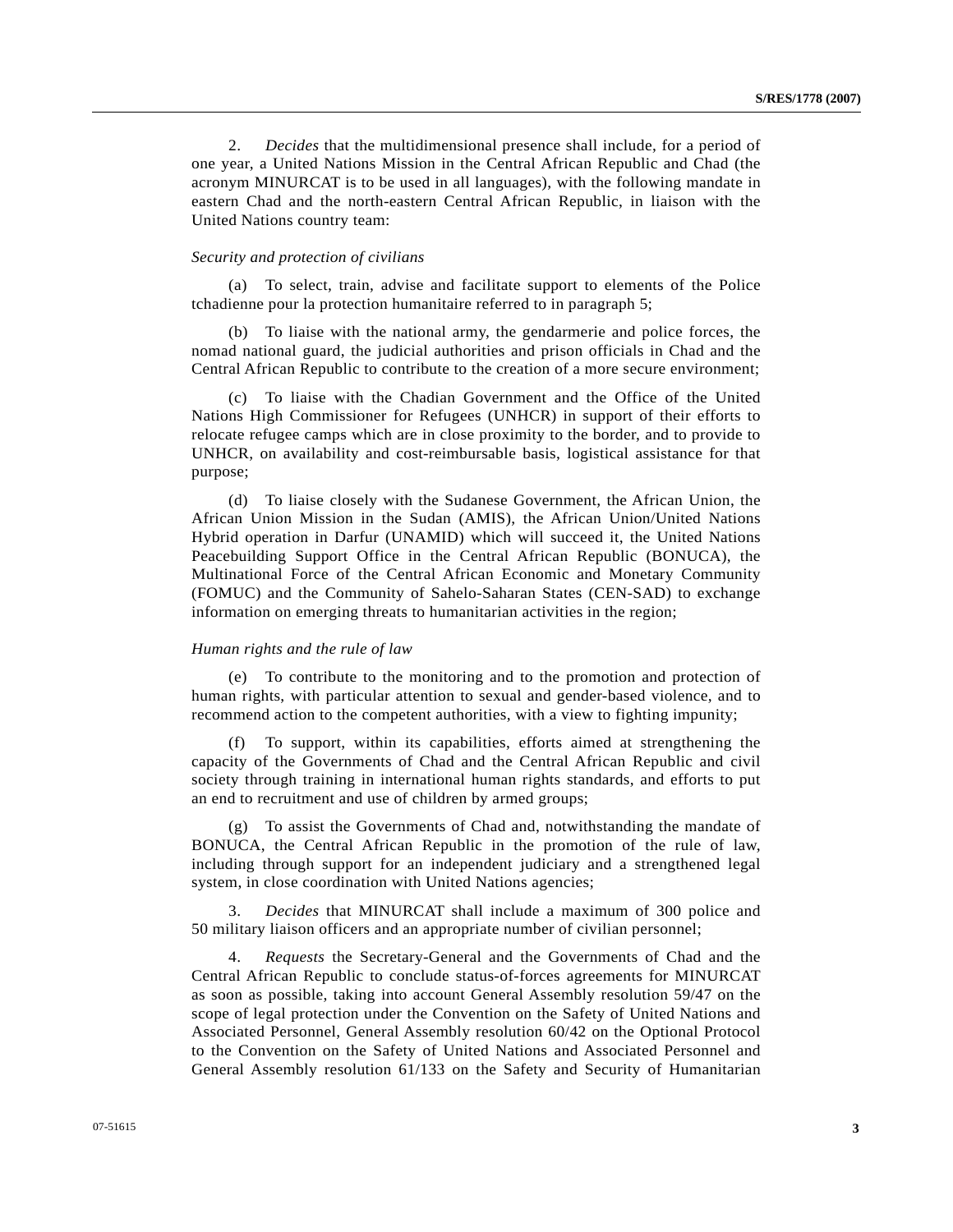2. *Decides* that the multidimensional presence shall include, for a period of one year, a United Nations Mission in the Central African Republic and Chad (the acronym MINURCAT is to be used in all languages), with the following mandate in eastern Chad and the north-eastern Central African Republic, in liaison with the United Nations country team:

*Security and protection of civilians*

(a) To select, train, advise and facilitate support to elements of the Police tchadienne pour la protection humanitaire referred to in paragraph 5;

(b) To liaise with the national army, the gendarmerie and police forces, the nomad national guard, the judicial authorities and prison officials in Chad and the Central African Republic to contribute to the creation of a more secure environment;

(c) To liaise with the Chadian Government and the Office of the United Nations High Commissioner for Refugees (UNHCR) in support of their efforts to relocate refugee camps which are in close proximity to the border, and to provide to UNHCR, on availability and cost-reimbursable basis, logistical assistance for that purpose;

(d) To liaise closely with the Sudanese Government, the African Union, the African Union Mission in the Sudan (AMIS), the African Union/United Nations Hybrid operation in Darfur (UNAMID) which will succeed it, the United Nations Peacebuilding Support Office in the Central African Republic (BONUCA), the Multinational Force of the Central African Economic and Monetary Community (FOMUC) and the Community of Sahelo-Saharan States (CEN-SAD) to exchange information on emerging threats to humanitarian activities in the region;

*Human rights and the rule of law*

(e) To contribute to the monitoring and to the promotion and protection of human rights, with particular attention to sexual and gender-based violence, and to recommend action to the competent authorities, with a view to fighting impunity;

(f) To support, within its capabilities, efforts aimed at strengthening the capacity of the Governments of Chad and the Central African Republic and civil society through training in international human rights standards, and efforts to put an end to recruitment and use of children by armed groups;

(g) To assist the Governments of Chad and, notwithstanding the mandate of BONUCA, the Central African Republic in the promotion of the rule of law, including through support for an independent judiciary and a strengthened legal system, in close coordination with United Nations agencies;

3. *Decides* that MINURCAT shall include a maximum of 300 police and 50 military liaison officers and an appropriate number of civilian personnel;

4. *Requests* the Secretary-General and the Governments of Chad and the Central African Republic to conclude status-of-forces agreements for MINURCAT as soon as possible, taking into account General Assembly resolution 59/47 on the scope of legal protection under the Convention on the Safety of United Nations and Associated Personnel, General Assembly resolution 60/42 on the Optional Protocol to the Convention on the Safety of United Nations and Associated Personnel and General Assembly resolution 61/133 on the Safety and Security of Humanitarian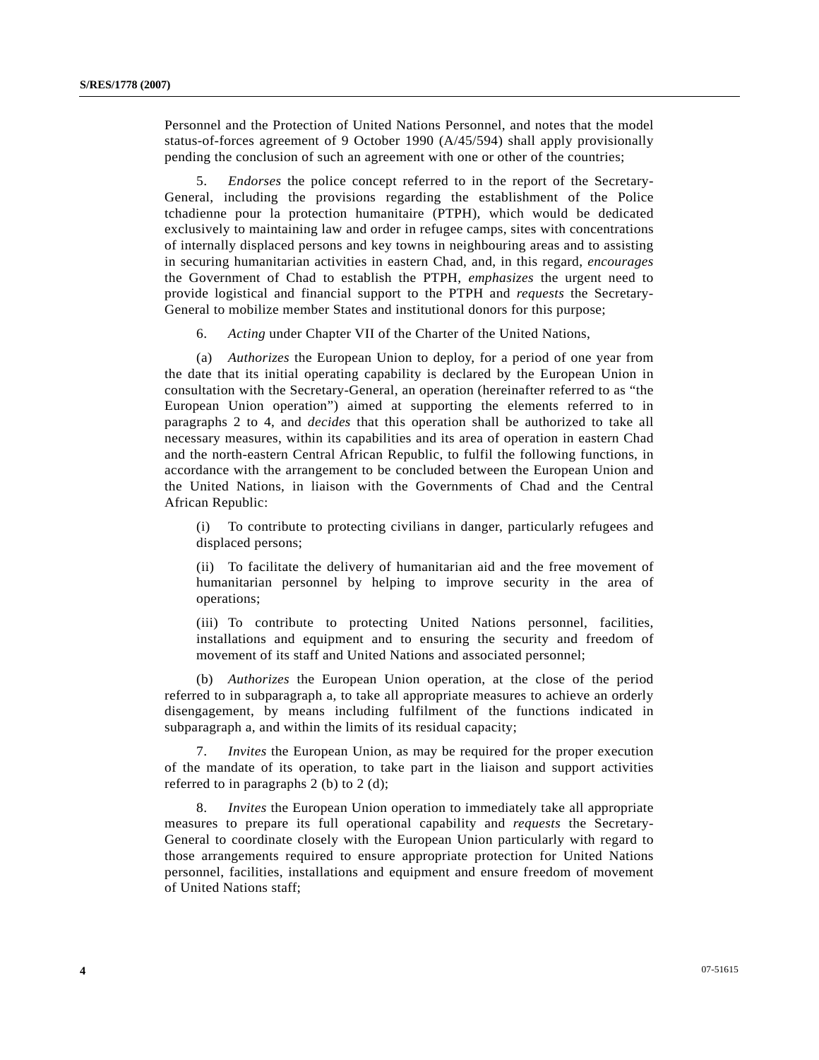Personnel and the Protection of United Nations Personnel, and notes that the model status-of-forces agreement of 9 October 1990 (A/45/594) shall apply provisionally pending the conclusion of such an agreement with one or other of the countries;

5. *Endorses* the police concept referred to in the report of the Secretary-General, including the provisions regarding the establishment of the Police tchadienne pour la protection humanitaire (PTPH), which would be dedicated exclusively to maintaining law and order in refugee camps, sites with concentrations of internally displaced persons and key towns in neighbouring areas and to assisting in securing humanitarian activities in eastern Chad, and, in this regard, *encourages* the Government of Chad to establish the PTPH, *emphasizes* the urgent need to provide logistical and financial support to the PTPH and *requests* the Secretary-General to mobilize member States and institutional donors for this purpose;

6. *Acting* under Chapter VII of the Charter of the United Nations,

(a) *Authorizes* the European Union to deploy, for a period of one year from the date that its initial operating capability is declared by the European Union in consultation with the Secretary-General, an operation (hereinafter referred to as "the European Union operation") aimed at supporting the elements referred to in paragraphs 2 to 4, and *decides* that this operation shall be authorized to take all necessary measures, within its capabilities and its area of operation in eastern Chad and the north-eastern Central African Republic, to fulfil the following functions, in accordance with the arrangement to be concluded between the European Union and the United Nations, in liaison with the Governments of Chad and the Central African Republic:

(i) To contribute to protecting civilians in danger, particularly refugees and displaced persons;

(ii) To facilitate the delivery of humanitarian aid and the free movement of humanitarian personnel by helping to improve security in the area of operations;

(iii) To contribute to protecting United Nations personnel, facilities, installations and equipment and to ensuring the security and freedom of movement of its staff and United Nations and associated personnel;

(b) *Authorizes* the European Union operation, at the close of the period referred to in subparagraph a, to take all appropriate measures to achieve an orderly disengagement, by means including fulfilment of the functions indicated in subparagraph a, and within the limits of its residual capacity;

7. *Invites* the European Union, as may be required for the proper execution of the mandate of its operation, to take part in the liaison and support activities referred to in paragraphs 2 (b) to 2 (d);

8. *Invites* the European Union operation to immediately take all appropriate measures to prepare its full operational capability and *requests* the Secretary-General to coordinate closely with the European Union particularly with regard to those arrangements required to ensure appropriate protection for United Nations personnel, facilities, installations and equipment and ensure freedom of movement of United Nations staff;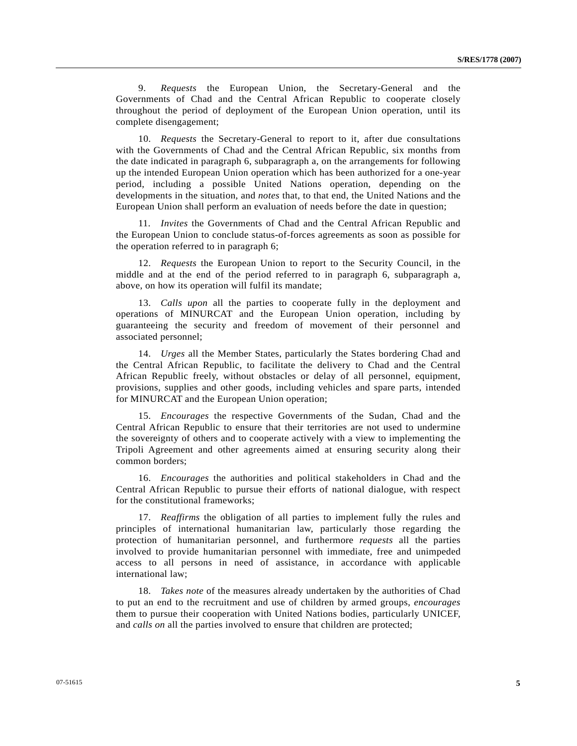9. *Requests* the European Union, the Secretary-General and the Governments of Chad and the Central African Republic to cooperate closely throughout the period of deployment of the European Union operation, until its complete disengagement;

10. *Requests* the Secretary-General to report to it, after due consultations with the Governments of Chad and the Central African Republic, six months from the date indicated in paragraph 6, subparagraph a, on the arrangements for following up the intended European Union operation which has been authorized for a one-year period, including a possible United Nations operation, depending on the developments in the situation, and *notes* that, to that end, the United Nations and the European Union shall perform an evaluation of needs before the date in question;

11. *Invites* the Governments of Chad and the Central African Republic and the European Union to conclude status-of-forces agreements as soon as possible for the operation referred to in paragraph 6;

12. *Requests* the European Union to report to the Security Council, in the middle and at the end of the period referred to in paragraph 6, subparagraph a, above, on how its operation will fulfil its mandate;

13. *Calls upon* all the parties to cooperate fully in the deployment and operations of MINURCAT and the European Union operation, including by guaranteeing the security and freedom of movement of their personnel and associated personnel;

14. *Urges* all the Member States, particularly the States bordering Chad and the Central African Republic, to facilitate the delivery to Chad and the Central African Republic freely, without obstacles or delay of all personnel, equipment, provisions, supplies and other goods, including vehicles and spare parts, intended for MINURCAT and the European Union operation;

15. *Encourages* the respective Governments of the Sudan, Chad and the Central African Republic to ensure that their territories are not used to undermine the sovereignty of others and to cooperate actively with a view to implementing the Tripoli Agreement and other agreements aimed at ensuring security along their common borders;

16. *Encourages* the authorities and political stakeholders in Chad and the Central African Republic to pursue their efforts of national dialogue, with respect for the constitutional frameworks;

17. *Reaffirms* the obligation of all parties to implement fully the rules and principles of international humanitarian law, particularly those regarding the protection of humanitarian personnel, and furthermore *requests* all the parties involved to provide humanitarian personnel with immediate, free and unimpeded access to all persons in need of assistance, in accordance with applicable international law;

18. *Takes note* of the measures already undertaken by the authorities of Chad to put an end to the recruitment and use of children by armed groups, *encourages* them to pursue their cooperation with United Nations bodies, particularly UNICEF, and *calls on* all the parties involved to ensure that children are protected;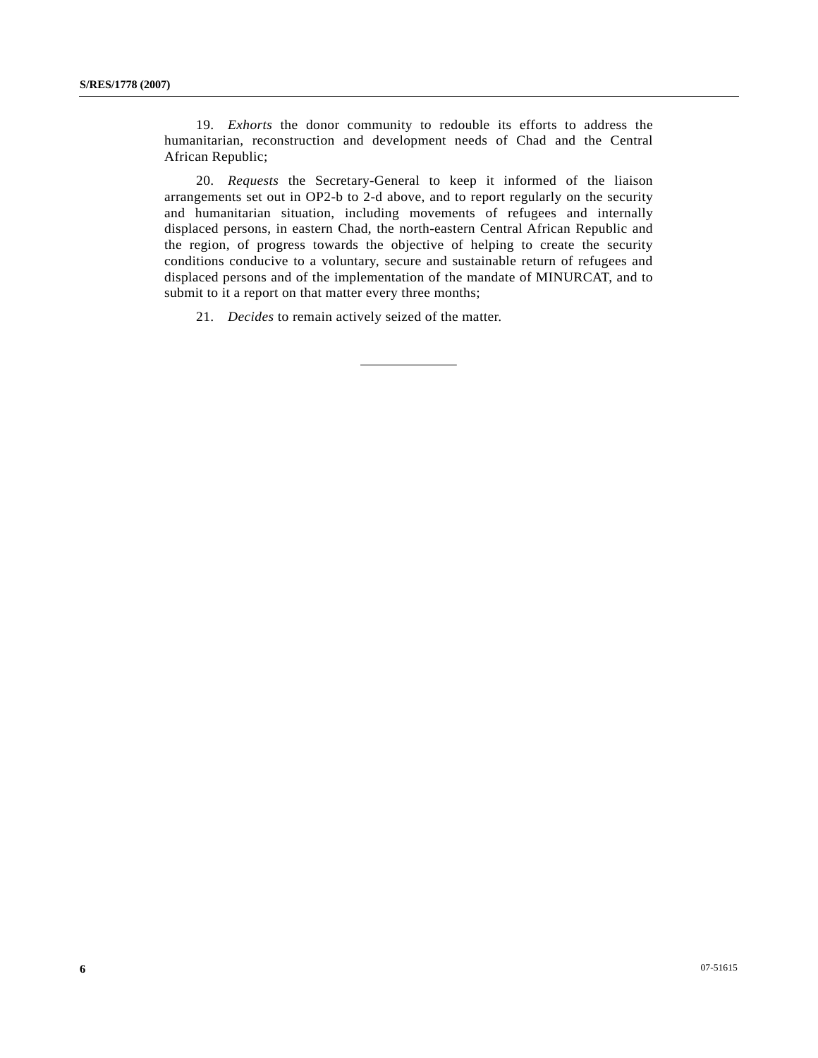19. *Exhorts* the donor community to redouble its efforts to address the humanitarian, reconstruction and development needs of Chad and the Central African Republic;

20. *Requests* the Secretary-General to keep it informed of the liaison arrangements set out in OP2-b to 2-d above, and to report regularly on the security and humanitarian situation, including movements of refugees and internally displaced persons, in eastern Chad, the north-eastern Central African Republic and the region, of progress towards the objective of helping to create the security conditions conducive to a voluntary, secure and sustainable return of refugees and displaced persons and of the implementation of the mandate of MINURCAT, and to submit to it a report on that matter every three months;

21. *Decides* to remain actively seized of the matter.